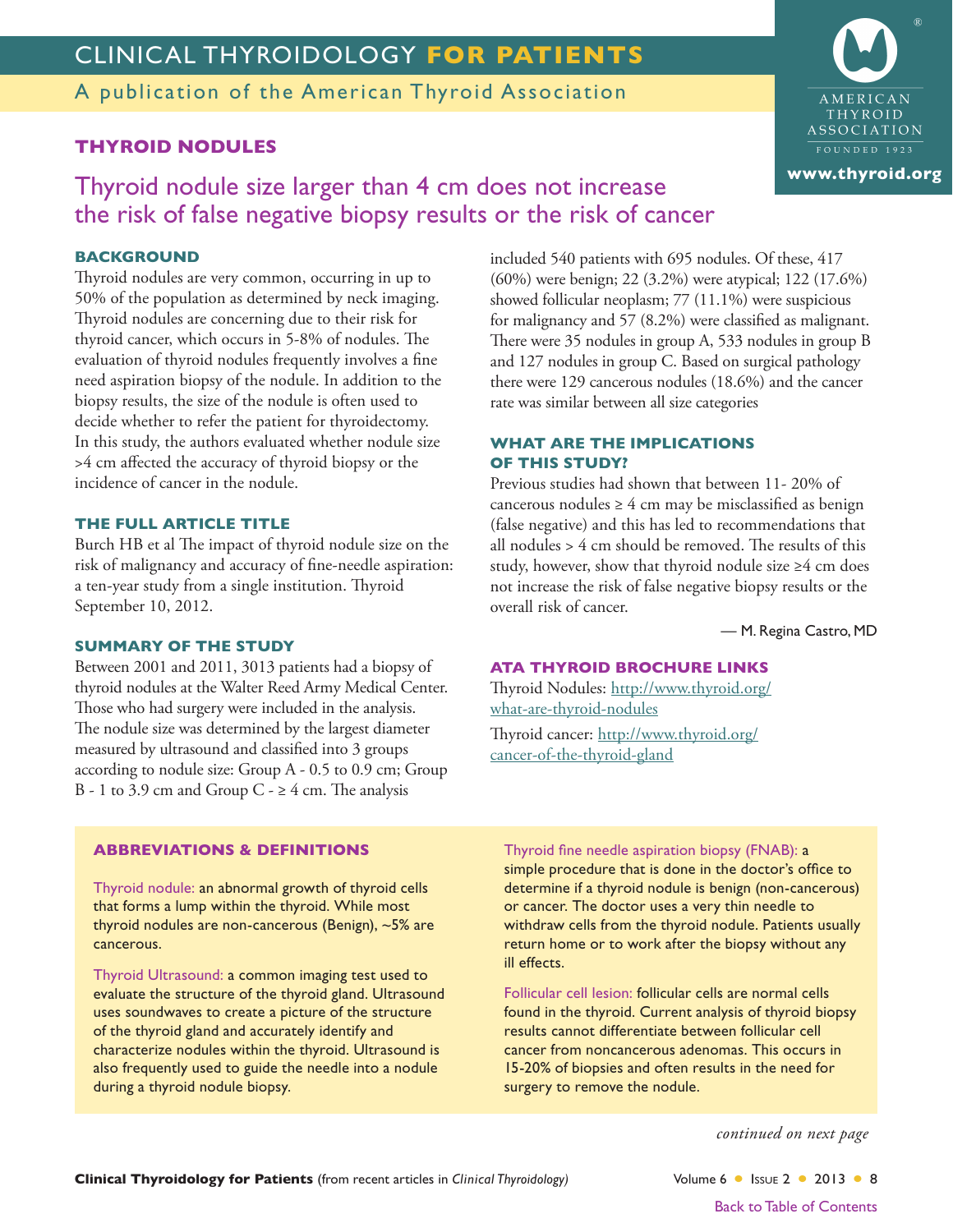# CLINICAL THYROIDOLOGY **FOR PATIENTS**

A publication of the American Thyroid Association

## THYROID NODULES

# Thyroid nodule size larger than 4 cm does not increase the risk of false negative biopsy results or the risk of cancer

### BACKGROUND

Thyroid nodules are very common, occurring in up to 50% of the population as determined by neck imaging. Thyroid nodules are concerning due to their risk for thyroid cancer, which occurs in 5-8% of nodules. The evaluation of thyroid nodules frequently involves a fine need aspiration biopsy of the nodule. In addition to the biopsy results, the size of the nodule is often used to decide whether to refer the patient for thyroidectomy. In this study, the authors evaluated whether nodule size >4 cm affected the accuracy of thyroid biopsy or the incidence of cancer in the nodule.

### THE FULL ARTICLE TITLE

Burch HB et al The impact of thyroid nodule size on the risk of malignancy and accuracy of fine-needle aspiration: a ten-year study from a single institution. Thyroid September 10, 2012.

### SUMMARY OF THE STUDY

Between 2001 and 2011, 3013 patients had a biopsy of thyroid nodules at the Walter Reed Army Medical Center. Those who had surgery were included in the analysis. The nodule size was determined by the largest diameter measured by ultrasound and classified into 3 groups according to nodule size: Group A - 0.5 to 0.9 cm; Group B - 1 to 3.9 cm and Group C - ≥ 4 cm. The analysis included 540 patients with 695 nodules. Of these, 417 (60%) were benign; 22 (3.2%) were atypical; 122 (17.6%) showed follicular neoplasm; 77 (11.1%) were suspicious for malignancy and 57 (8.2%) were classified as malignant. There were 35 nodules in group A, 533 nodules in group B and 127 nodules in group C. Based on surgical pathology there were 129 cancerous nodules (18.6%) and the cancer rate was similar between all size categories

### WHAT ARE THE IMPLICATIONS OF THIS STUDY?

Previous studies had shown that between 11- 20% of cancerous nodules ≥ 4 cm may be misclassified as benign (false negative) and this has led to recommendations that all nodules > 4 cm should be removed. The results of this study, however, show that thyroid nodule size ≥4 cm does not increase the risk of false negative biopsy results or the overall risk of cancer.

— M. Regina Castro, MD

### ATA THYROID BROCHURE LINKS

Thyroid Nodules: http://www.thyroid.org/what-are-thyroid-nodules

Thyroid cancer: http://www.thyroid.org/cancer-of-the-thyroid-gland

### ABBREVIATIONS & DEFINITIONS

Thyroid nodule: an abnormal growth of thyroid cells that forms a lump within the thyroid. While most thyroid nodules are non-cancerous (Benign), ~5% are cancerous.

Thyroid Ultrasound: a common imaging test used to evaluate the structure of the thyroid gland. Ultrasound uses soundwaves to create a picture of the structure of the thyroid gland and accurately identify and characterize nodules within the thyroid. Ultrasound is also frequently used to guide the needle into a nodule during a thyroid nodule biopsy.

Thyroid fine needle aspiration biopsy (FNAB): a simple procedure that is done in the doctor's office to determine if a thyroid nodule is benign (non-cancerous) or cancer. The doctor uses a very thin needle to withdraw cells from the thyroid nodule. Patients usually return home or to work after the biopsy without any ill effects.

Follicular cell lesion: follicular cells are normal cells found in the thyroid. Current analysis of thyroid biopsy results cannot differentiate between follicular cell cancer from noncancerous adenomas. This occurs in 15-20% of biopsies and often results in the need for surgery to remove the nodule.

*continued on next page*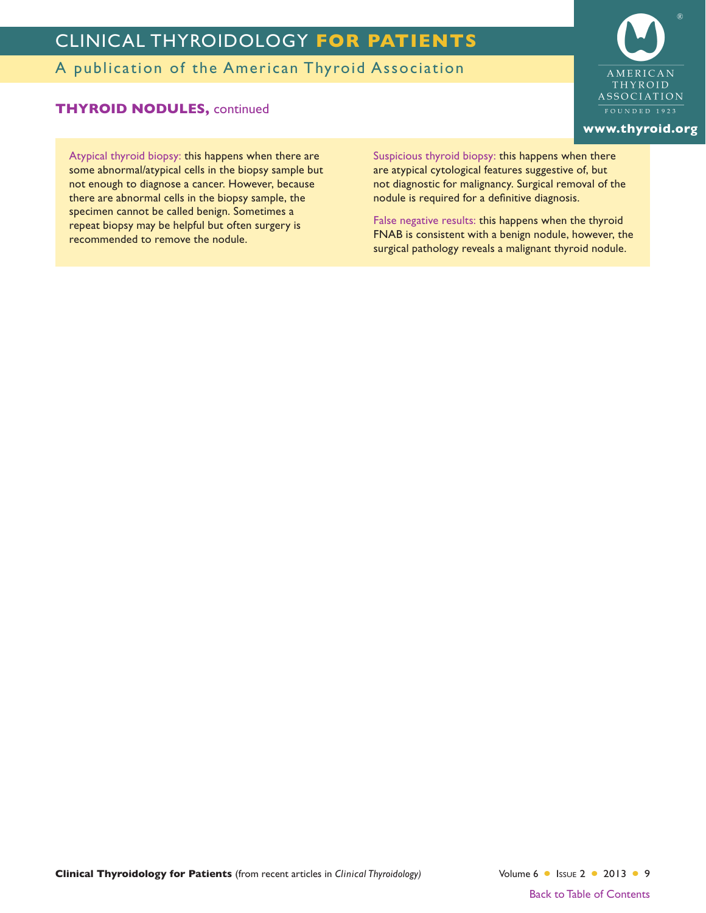## THYROID NODULES, continued

Atypical thyroid biopsy: this happens when there are some abnormal/atypical cells in the biopsy sample but not enough to diagnose a cancer. However, because there are abnormal cells in the biopsy sample, the specimen cannot be called benign. Sometimes a repeat biopsy may be helpful but often surgery is recommended to remove the nodule.

Suspicious thyroid biopsy: this happens when there are atypical cytological features suggestive of, but not diagnostic for malignancy. Surgical removal of the nodule is required for a definitive diagnosis.

False negative results: this happens when the thyroid FNAB is consistent with a benign nodule, however, the surgical pathology reveals a malignant thyroid nodule.